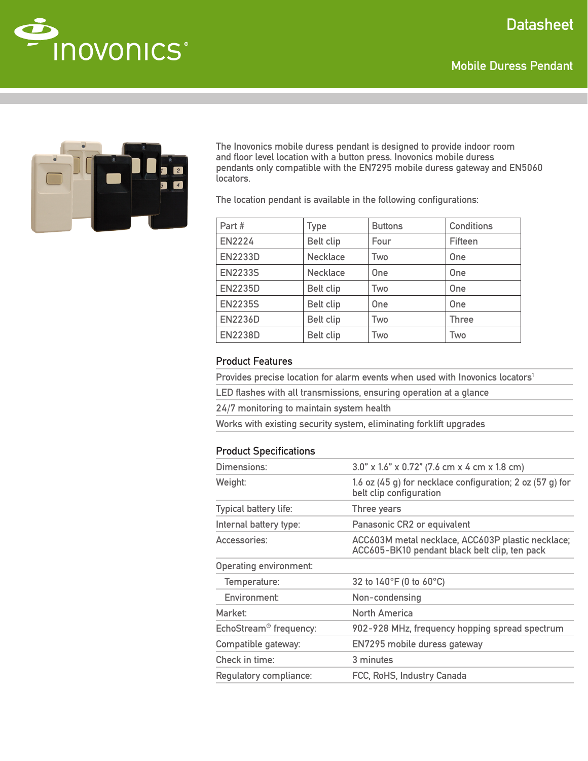# Datasheet

## Mobile Duress Pendant

The Inovonics mobile duress pendant is designed to provide indoor room and floor level location with a button press. Inovonics mobile duress pendants only compatible with the EN7295 mobile duress gateway and EN5060 locators.

The location pendant is available in the following configurations:

| Part # | Type | Buttons | Conditions |
|---|---|---|---|
| EN2224 | Belt clip | Four | Fifteen |
| EN2233D | Necklace | Two | One |
| EN2233S | Necklace | One | One |
| EN2235D | Belt clip | Two | One |
| EN2235S | Belt clip | One | One |
| EN2236D | Belt clip | Two | Three |
| EN2238D | Belt clip | Two | Two |

### Product Features

- Provides precise location for alarm events when used with Inovonics locators[1]
- LED flashes with all transmissions, ensuring operation at a glance
- 24/7 monitoring to maintain system health
- Works with existing security system, eliminating forklift upgrades

### Product Specifications

| | |
|---|---|
| Dimensions: | 3.0" x 1.6" x 0.72" (7.6 cm x 4 cm x 1.8 cm) |
| Weight: | 1.6 oz (45 g) for necklace configuration; 2 oz (57 g) for belt clip configuration |
| Typical battery life: | Three years |
| Internal battery type: | Panasonic CR2 or equivalent |
| Accessories: | ACC603M metal necklace, ACC603P plastic necklace; ACC605-BK10 pendant black belt clip, ten pack |
| Operating environment: | |
| Temperature: | 32 to 140°F (0 to 60°C) |
| Environment: | Non-condensing |
| Market: | North America |
| EchoStream® frequency: | 902-928 MHz, frequency hopping spread spectrum |
| Compatible gateway: | EN7295 mobile duress gateway |
| Check in time: | 3 minutes |
| Regulatory compliance: | FCC, RoHS, Industry Canada |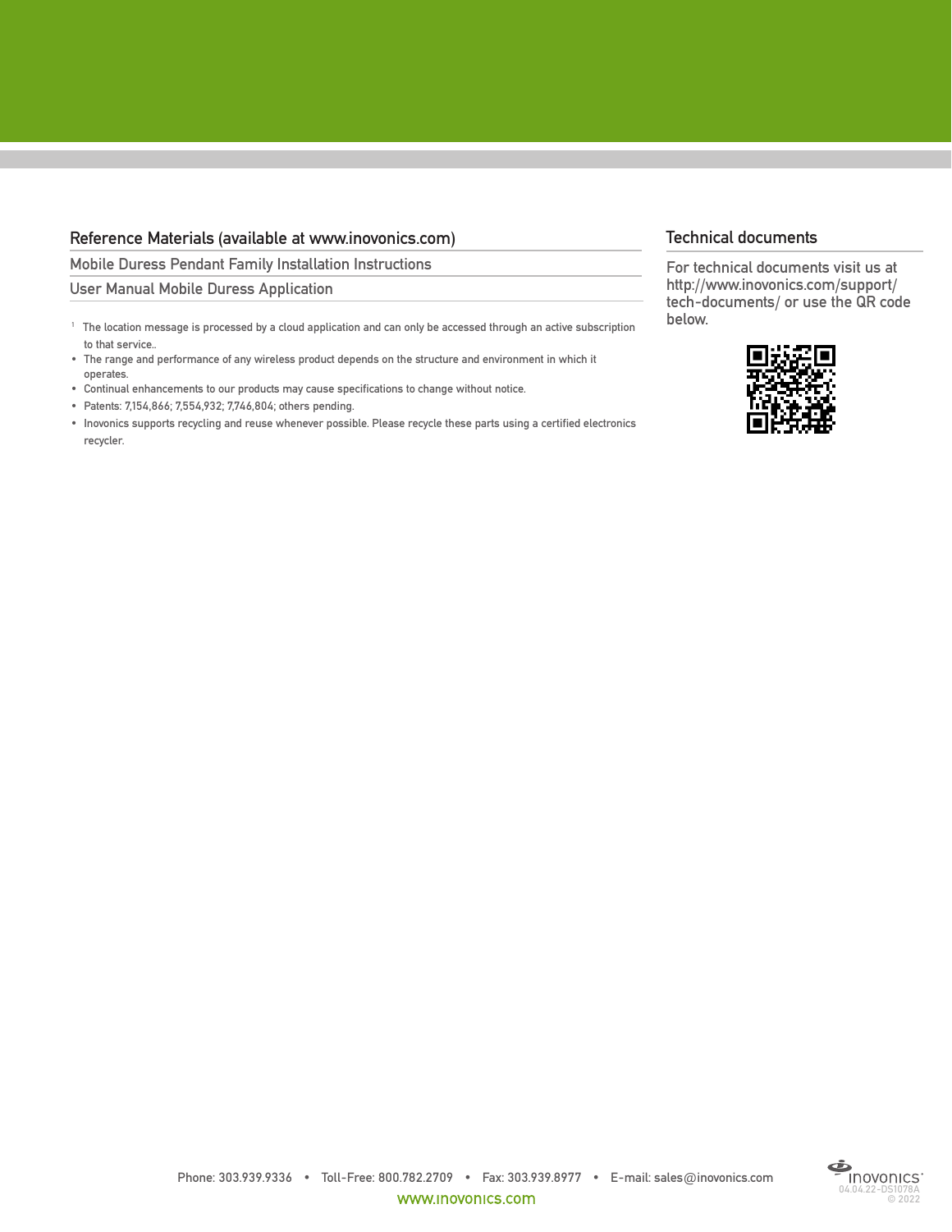## Reference Materials (available at www.inovonics.com)

Mobile Duress Pendant Family Installation Instructions

User Manual Mobile Duress Application

[1] The location message is processed by a cloud application and can only be accessed through an active subscription to that service..

- The range and performance of any wireless product depends on the structure and environment in which it operates.
- Continual enhancements to our products may cause specifications to change without notice.
- Patents: 7,154,866; 7,554,932; 7,746,804; others pending.
- Inovonics supports recycling and reuse whenever possible. Please recycle these parts using a certified electronics recycler.

## Technical documents

For technical documents visit us at http://www.inovonics.com/support/tech-documents/ or use the QR code below.

Phone: 303.939.9336 • Toll-Free: 800.782.2709 • Fax: 303.939.8977 • E-mail: sales@inovonics.com

www.inovonics.com

04.04.22-DS1078A
© 2022